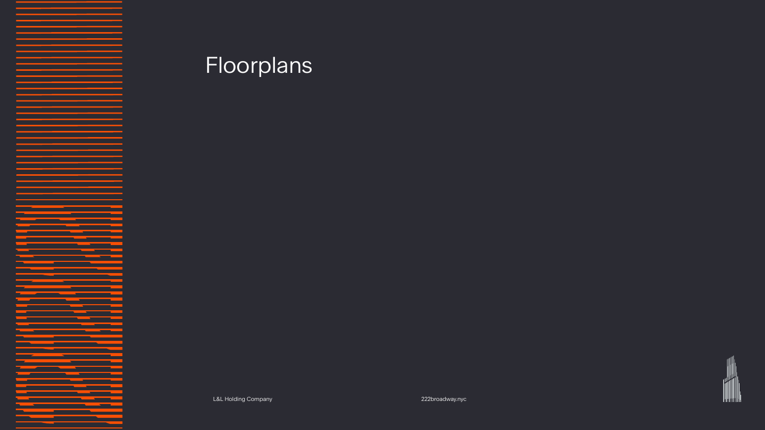# Floorplans

L&L Holding Company

222broadway.nyc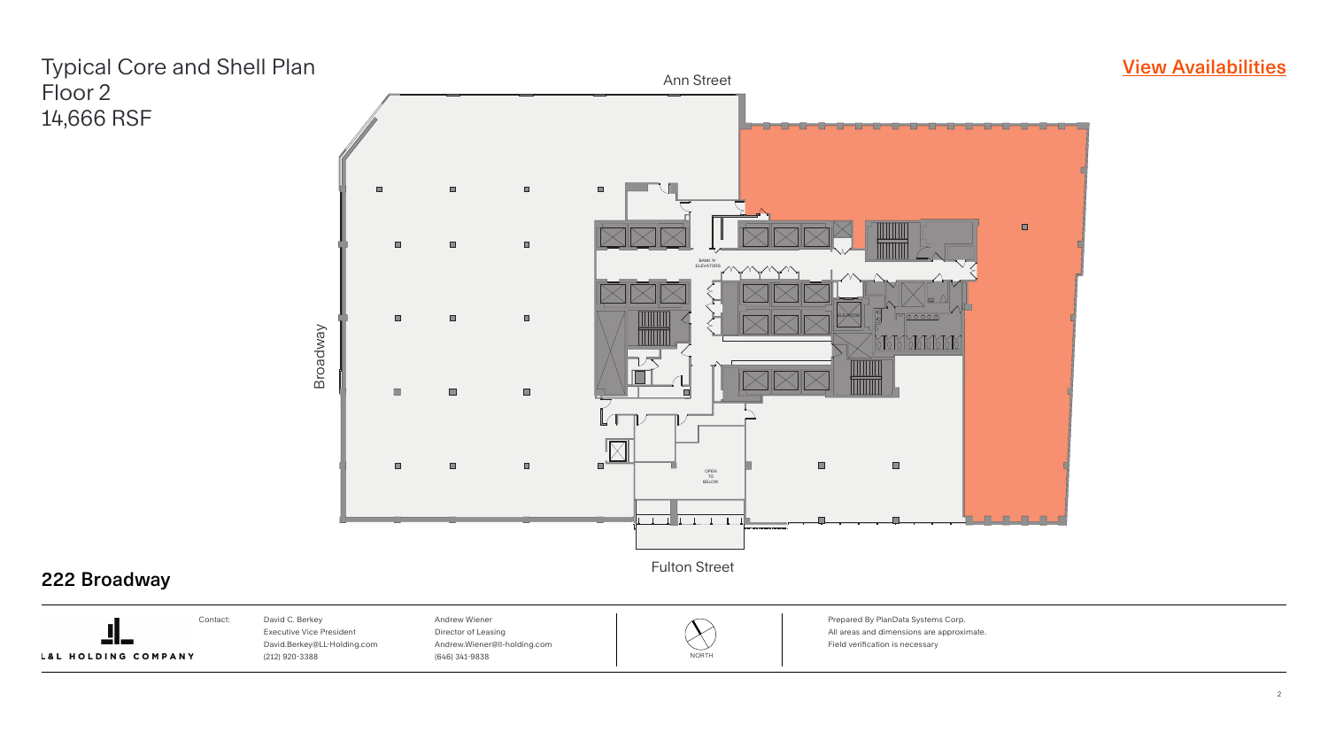# Typical Core and Shell Plan
## Floor 2
## 14,666 RSF

View Availabilities

Ann Street

Broadway

BANK "A" ELEVATORS

ELEVATOR

OPEN TO BELOW

Fulton Street

## 222 Broadway

L&L HOLDING COMPANY

Contact:

David C. Berkey
Executive Vice President
David.Berkey@LL-Holding.com
(212) 920-3388

Andrew Wiener
Director of Leasing
Andrew.Wiener@ll-holding.com
(646) 341-9838

NORTH

Prepared By PlanData Systems Corp.
All areas and dimensions are approximate.
Field verification is necessary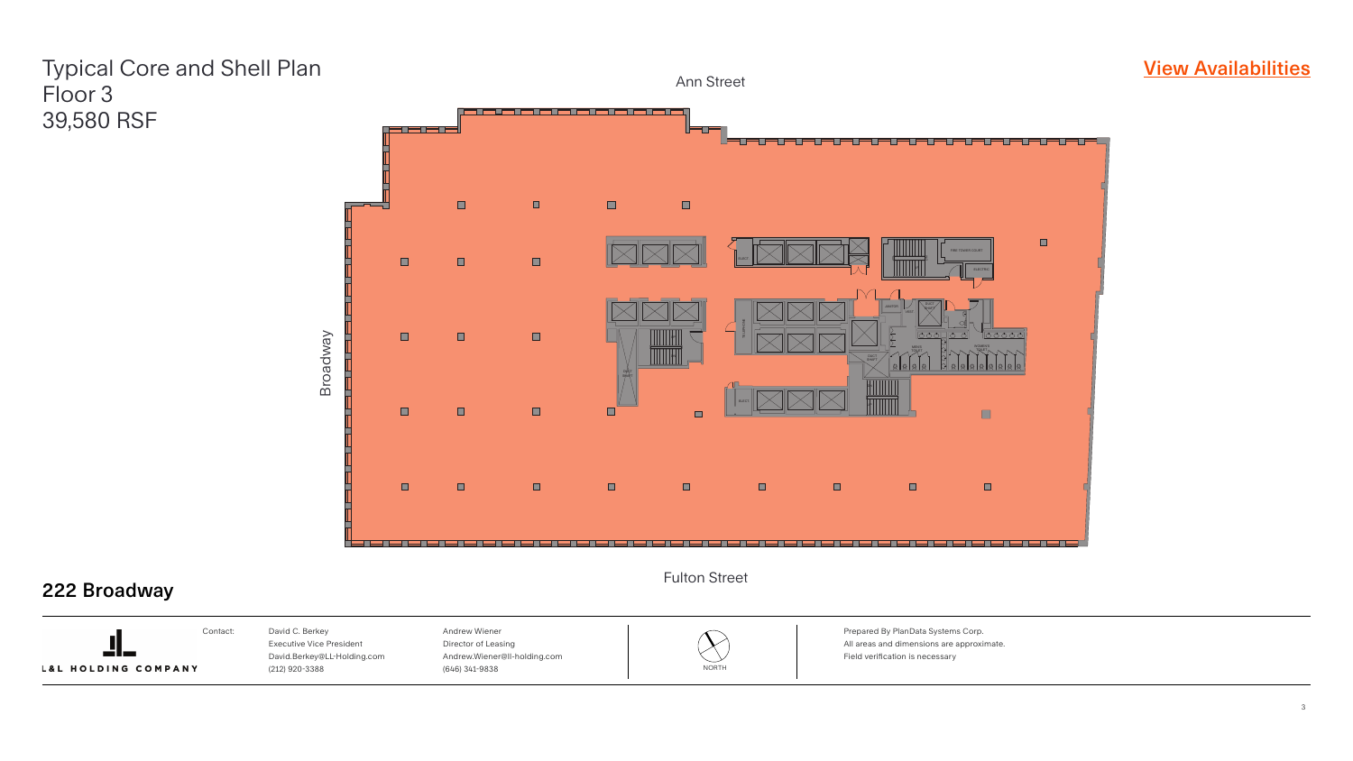# Typical Core and Shell Plan
## Floor 3
## 39,580 RSF

[View Availabilities]

Ann Street

Broadway

Fulton Street

## 222 Broadway

L&L HOLDING COMPANY

Contact:

David C. Berkey
Executive Vice President
David.Berkey@LL-Holding.com
(212) 920-3388

Andrew Wiener
Director of Leasing
Andrew.Wiener@ll-holding.com
(646) 341-9838

NORTH

Prepared By PlanData Systems Corp.
All areas and dimensions are approximate.
Field verification is necessary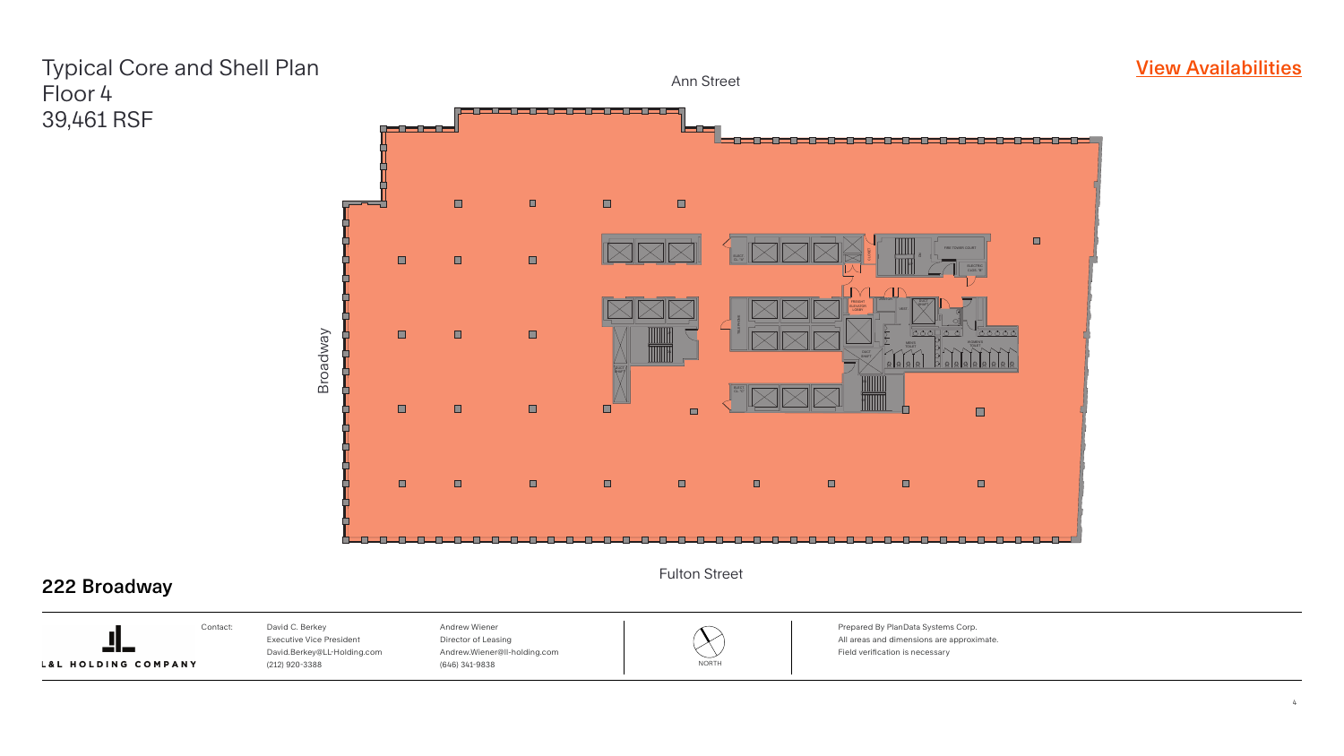# Typical Core and Shell Plan
Floor 4
39,461 RSF

[View Availabilities]

Ann Street

Broadway

Fulton Street

## 222 Broadway

L&L HOLDING COMPANY

Contact:

David C. Berkey
Executive Vice President
David.Berkey@LL-Holding.com
(212) 920-3388

Andrew Wiener
Director of Leasing
Andrew.Wiener@ll-holding.com
(646) 341-9838

NORTH

Prepared By PlanData Systems Corp.
All areas and dimensions are approximate.
Field verification is necessary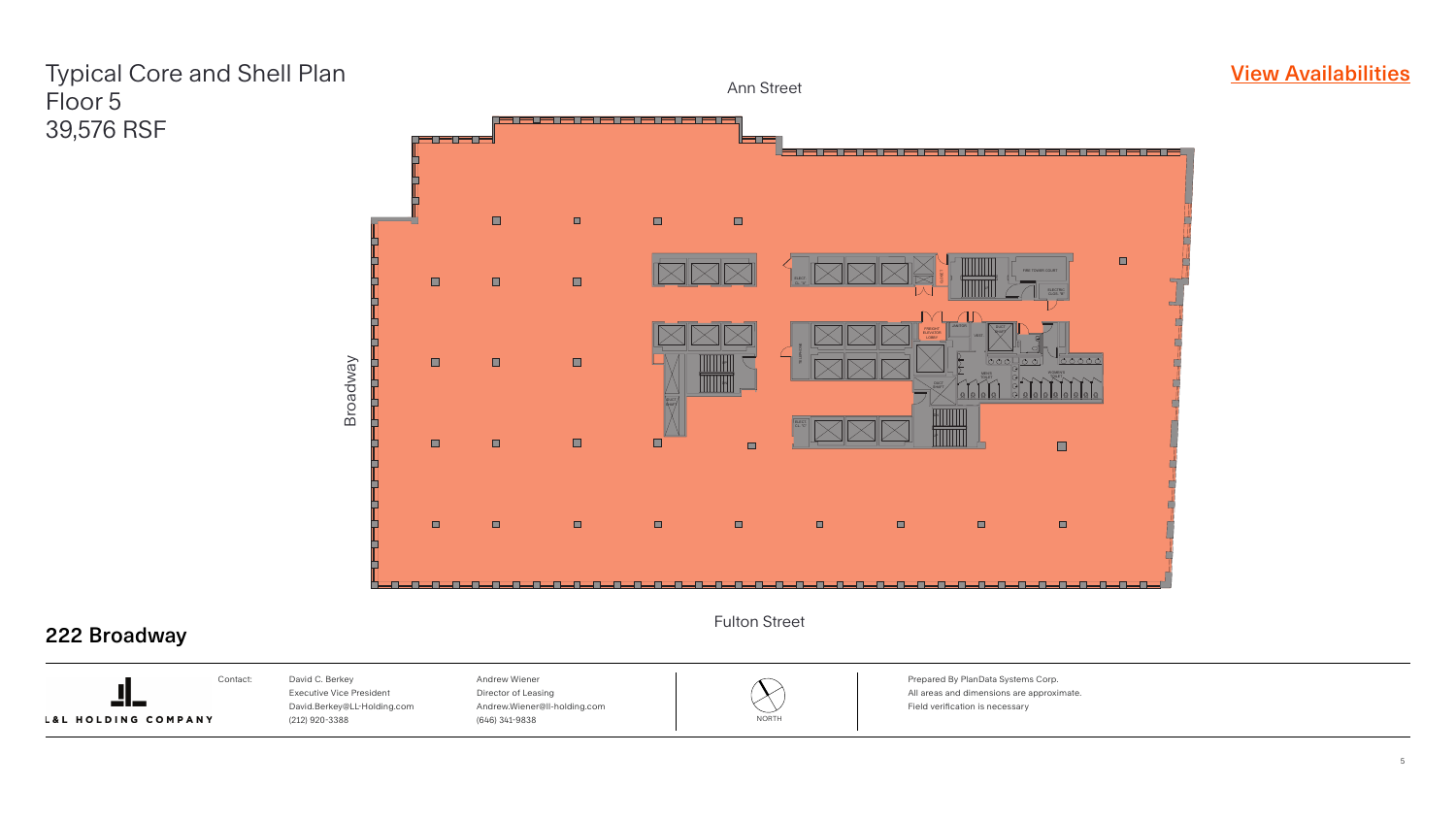# Typical Core and Shell Plan
## Floor 5
## 39,576 RSF

[View Availabilities]

Ann Street

Broadway

Fulton Street

## 222 Broadway

L&L HOLDING COMPANY

Contact:

David C. Berkey
Executive Vice President
David.Berkey@LL-Holding.com
(212) 920-3388

Andrew Wiener
Director of Leasing
Andrew.Wiener@ll-holding.com
(646) 341-9838

NORTH

Prepared By PlanData Systems Corp.
All areas and dimensions are approximate.
Field verification is necessary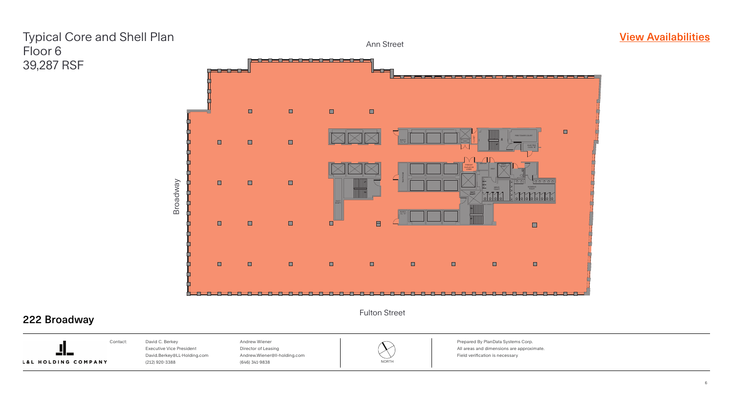# Typical Core and Shell Plan
Floor 6
39,287 RSF

[View Availabilities]

Ann Street

Broadway

Fulton Street

## 222 Broadway

L&L HOLDING COMPANY

Contact:

David C. Berkey
Executive Vice President
David.Berkey@LL-Holding.com
(212) 920-3388

Andrew Wiener
Director of Leasing
Andrew.Wiener@ll-holding.com
(646) 341-9838

NORTH

Prepared By PlanData Systems Corp.
All areas and dimensions are approximate.
Field verification is necessary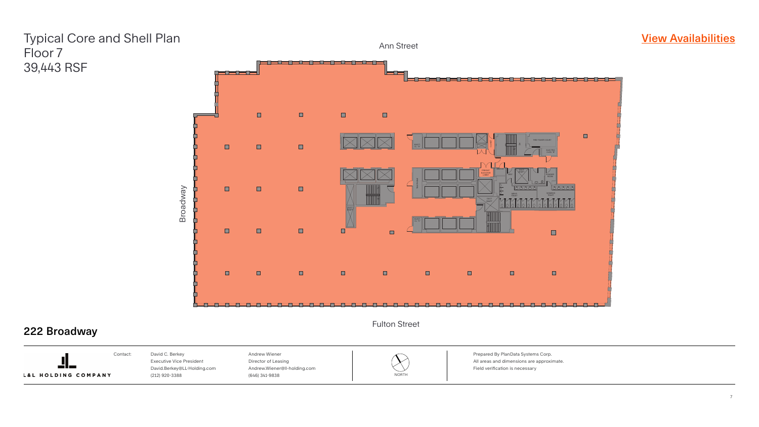# Typical Core and Shell Plan
## Floor 7
## 39,443 RSF

View Availabilities

Ann Street

Broadway

Fulton Street

## 222 Broadway

L&L HOLDING COMPANY

Contact:

David C. Berkey
Executive Vice President
David.Berkey@LL-Holding.com
(212) 920-3388

Andrew Wiener
Director of Leasing
Andrew.Wiener@ll-holding.com
(646) 341-9838

NORTH

Prepared By PlanData Systems Corp.
All areas and dimensions are approximate.
Field verification is necessary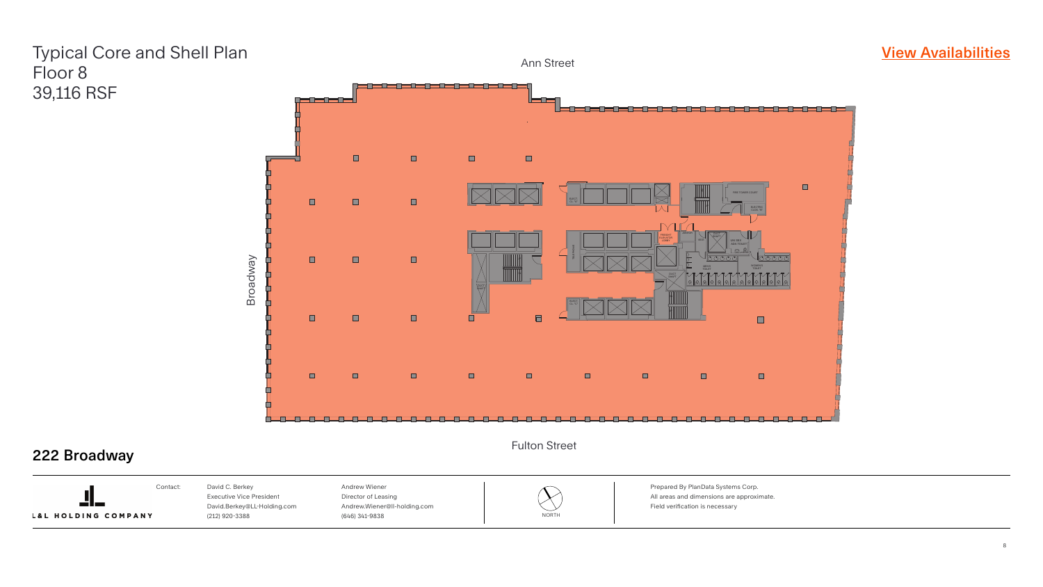# Typical Core and Shell Plan
## Floor 8
## 39,116 RSF

View Availabilities

Ann Street

Broadway

Fulton Street

## 222 Broadway

L&L HOLDING COMPANY

Contact:

David C. Berkey
Executive Vice President
David.Berkey@LL-Holding.com
(212) 920-3388

Andrew Wiener
Director of Leasing
Andrew.Wiener@ll-holding.com
(646) 341-9838

NORTH

Prepared By PlanData Systems Corp.
All areas and dimensions are approximate.
Field verification is necessary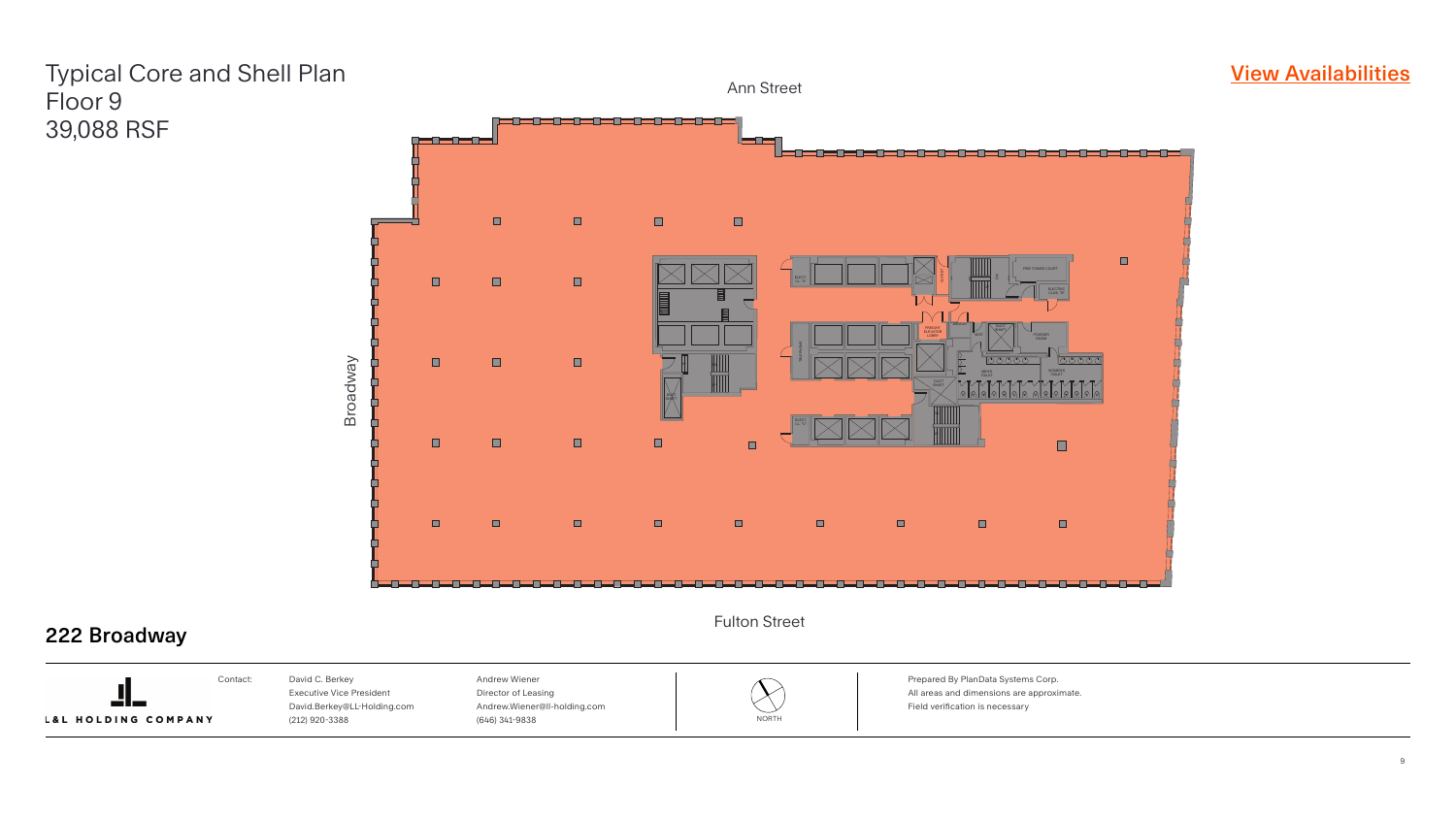# Typical Core and Shell Plan
Floor 9
39,088 RSF

View Availabilities

Ann Street

Broadway

Fulton Street

## 222 Broadway

L&L HOLDING COMPANY

Contact:

David C. Berkey
Executive Vice President
David.Berkey@LL-Holding.com
(212) 920-3388

Andrew Wiener
Director of Leasing
Andrew.Wiener@ll-holding.com
(646) 341-9838

NORTH

Prepared By PlanData Systems Corp.
All areas and dimensions are approximate.
Field verification is necessary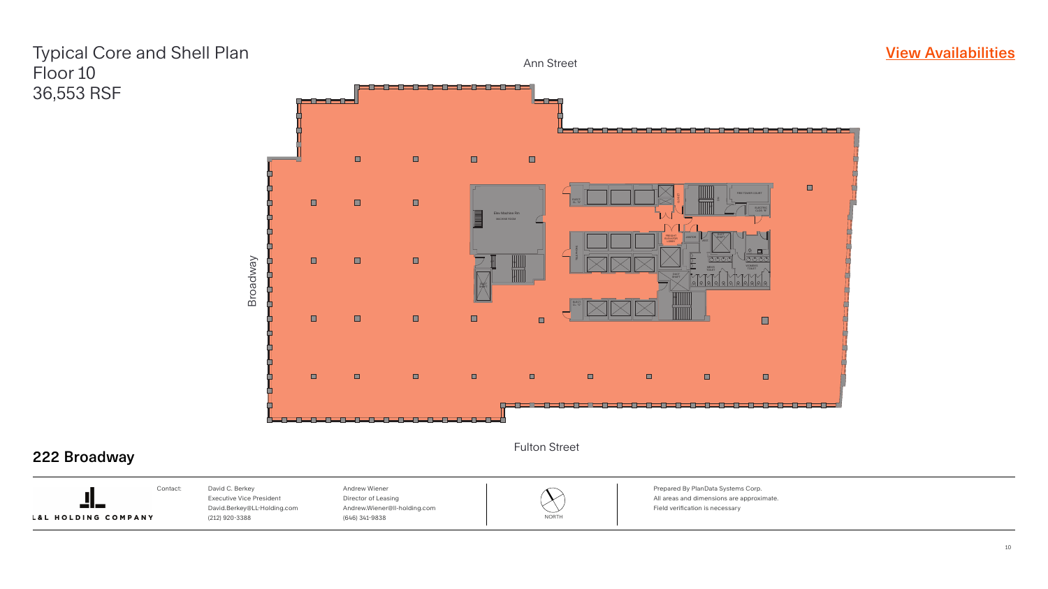# Typical Core and Shell Plan
# Floor 10
# 36,553 RSF

[View Availabilities]

Ann Street

Broadway

Fulton Street

## 222 Broadway

L&L HOLDING COMPANY

Contact:

David C. Berkey
Executive Vice President
David.Berkey@LL-Holding.com
(212) 920-3388

Andrew Wiener
Director of Leasing
Andrew.Wiener@ll-holding.com
(646) 341-9838

NORTH

Prepared By PlanData Systems Corp.
All areas and dimensions are approximate.
Field verification is necessary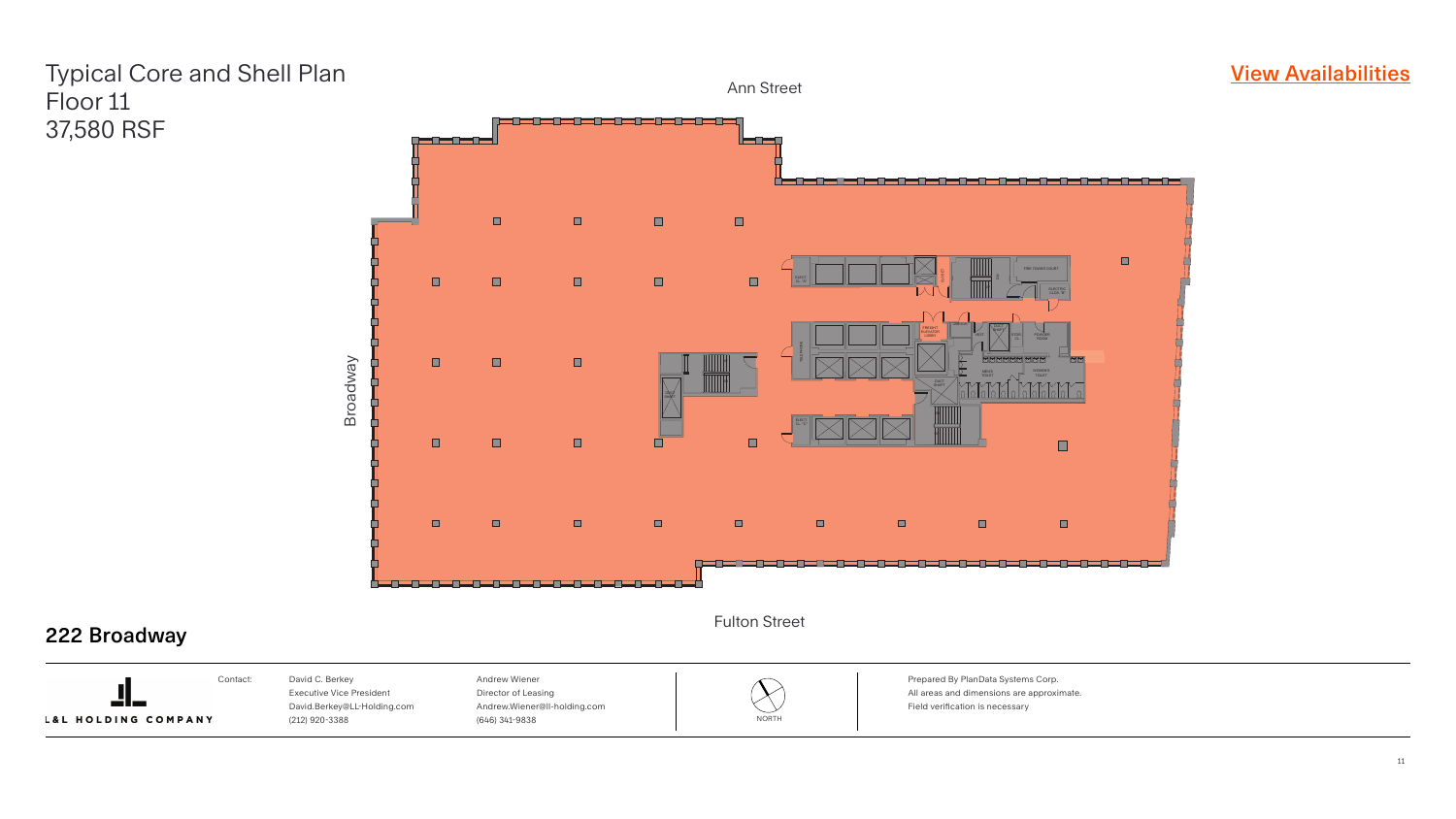# Typical Core and Shell Plan
Floor 11
37,580 RSF

[View Availabilities]

Ann Street

Broadway

Fulton Street

## 222 Broadway

L&L HOLDING COMPANY

Contact:

David C. Berkey
Executive Vice President
David.Berkey@LL-Holding.com
(212) 920-3388

Andrew Wiener
Director of Leasing
Andrew.Wiener@ll-holding.com
(646) 341-9838

NORTH

Prepared By PlanData Systems Corp.
All areas and dimensions are approximate.
Field verification is necessary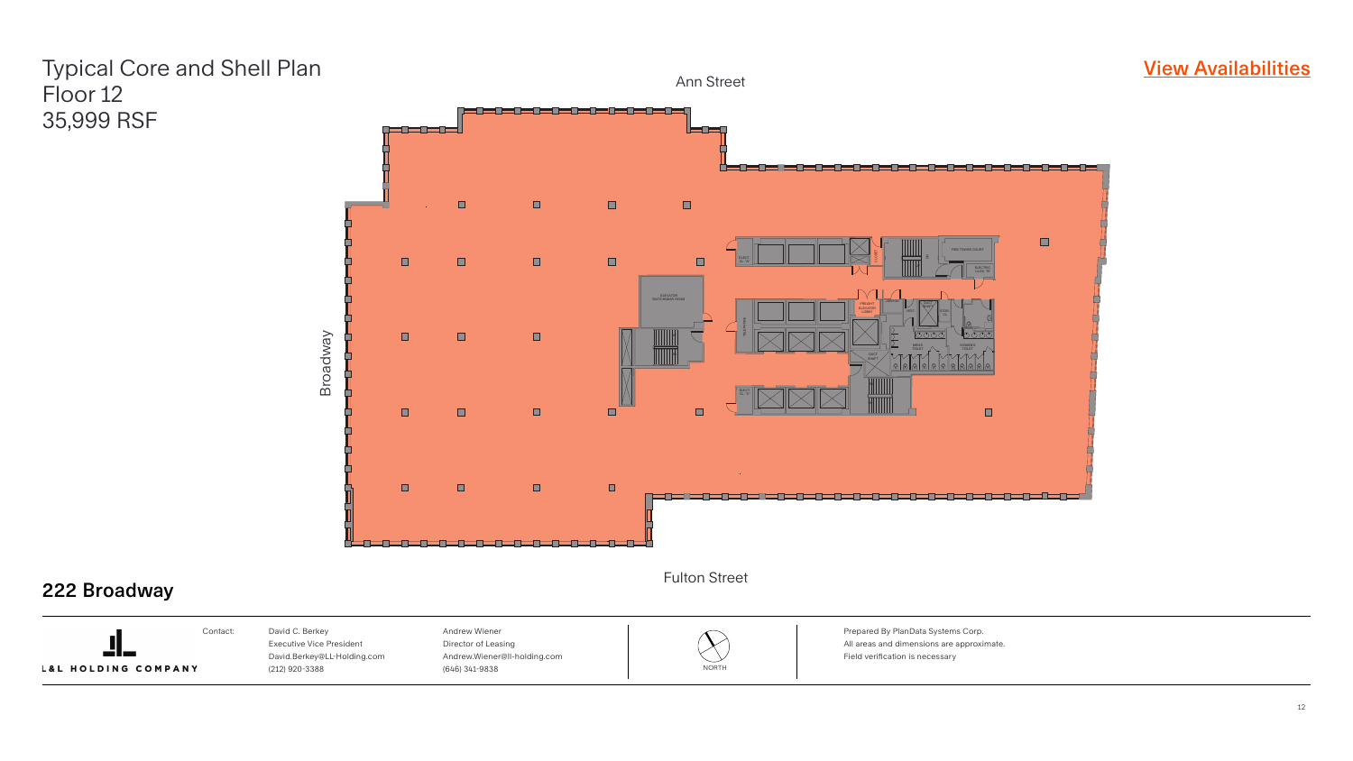# Typical Core and Shell Plan
## Floor 12
## 35,999 RSF

[View Availabilities]

Ann Street

Broadway

Fulton Street

## 222 Broadway

L&L HOLDING COMPANY

Contact:

David C. Berkey
Executive Vice President
David.Berkey@LL-Holding.com
(212) 920-3388

Andrew Wiener
Director of Leasing
Andrew.Wiener@ll-holding.com
(646) 341-9838

NORTH

Prepared By PlanData Systems Corp.
All areas and dimensions are approximate.
Field verification is necessary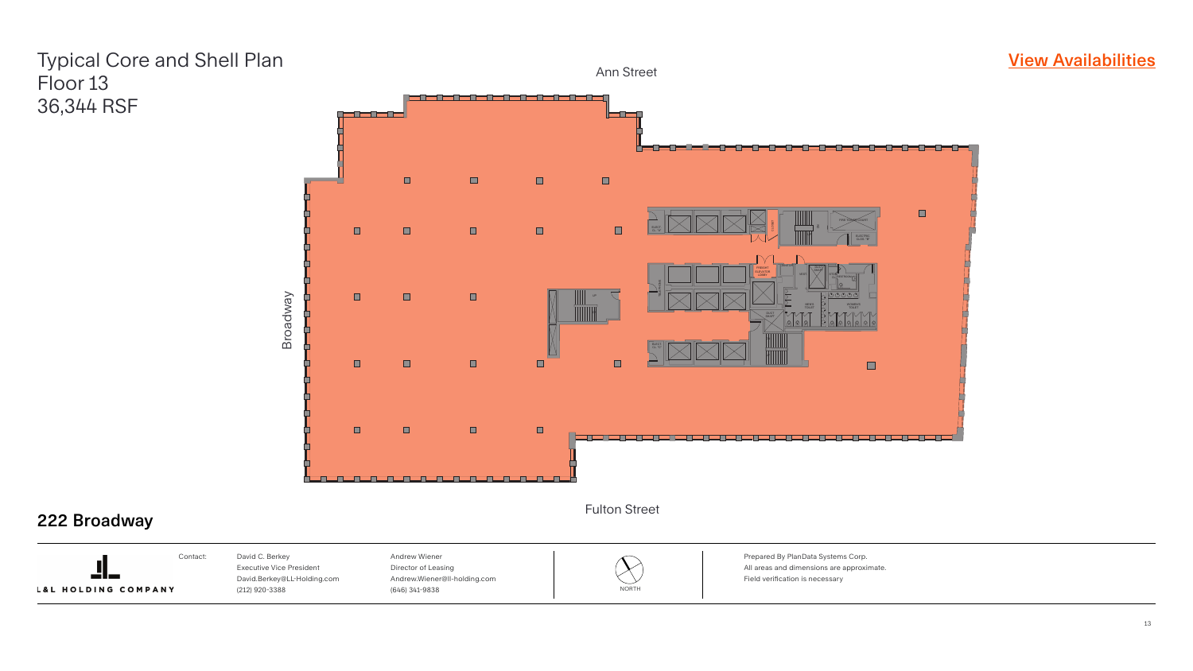# Typical Core and Shell Plan
## Floor 13
## 36,344 RSF

[View Availabilities]

Ann Street

Broadway

Fulton Street

## 222 Broadway

L&L HOLDING COMPANY

Contact:

David C. Berkey
Executive Vice President
David.Berkey@LL-Holding.com
(212) 920-3388

Andrew Wiener
Director of Leasing
Andrew.Wiener@ll-holding.com
(646) 341-9838

NORTH

Prepared By PlanData Systems Corp.
All areas and dimensions are approximate.
Field verification is necessary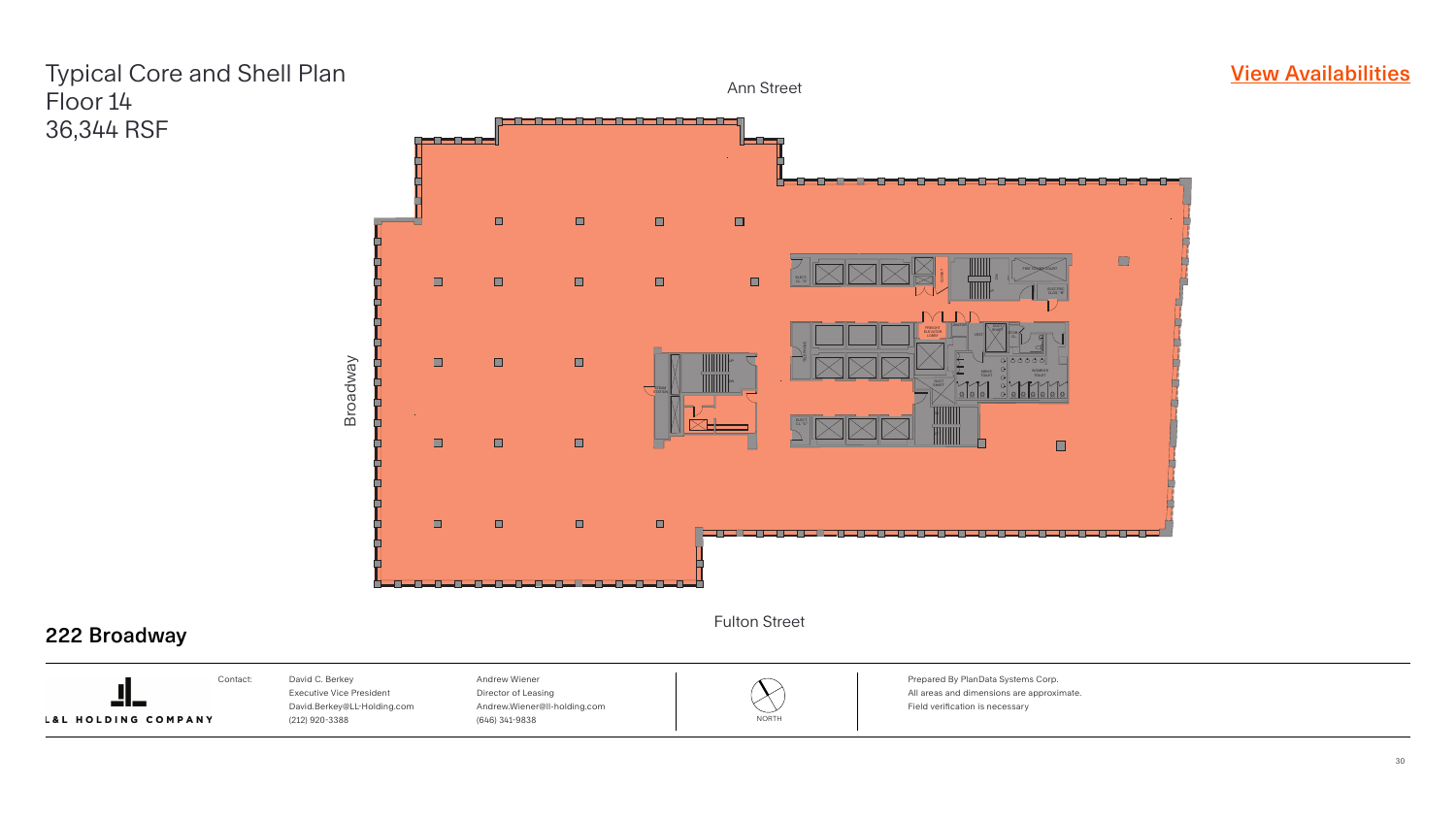# Typical Core and Shell Plan
## Floor 14
## 36,344 RSF

View Availabilities

Ann Street

Broadway

Fulton Street

## 222 Broadway

L&L HOLDING COMPANY

Contact:

David C. Berkey
Executive Vice President
David.Berkey@LL-Holding.com
(212) 920-3388

Andrew Wiener
Director of Leasing
Andrew.Wiener@ll-holding.com
(646) 341-9838

NORTH

Prepared By PlanData Systems Corp.
All areas and dimensions are approximate.
Field verification is necessary